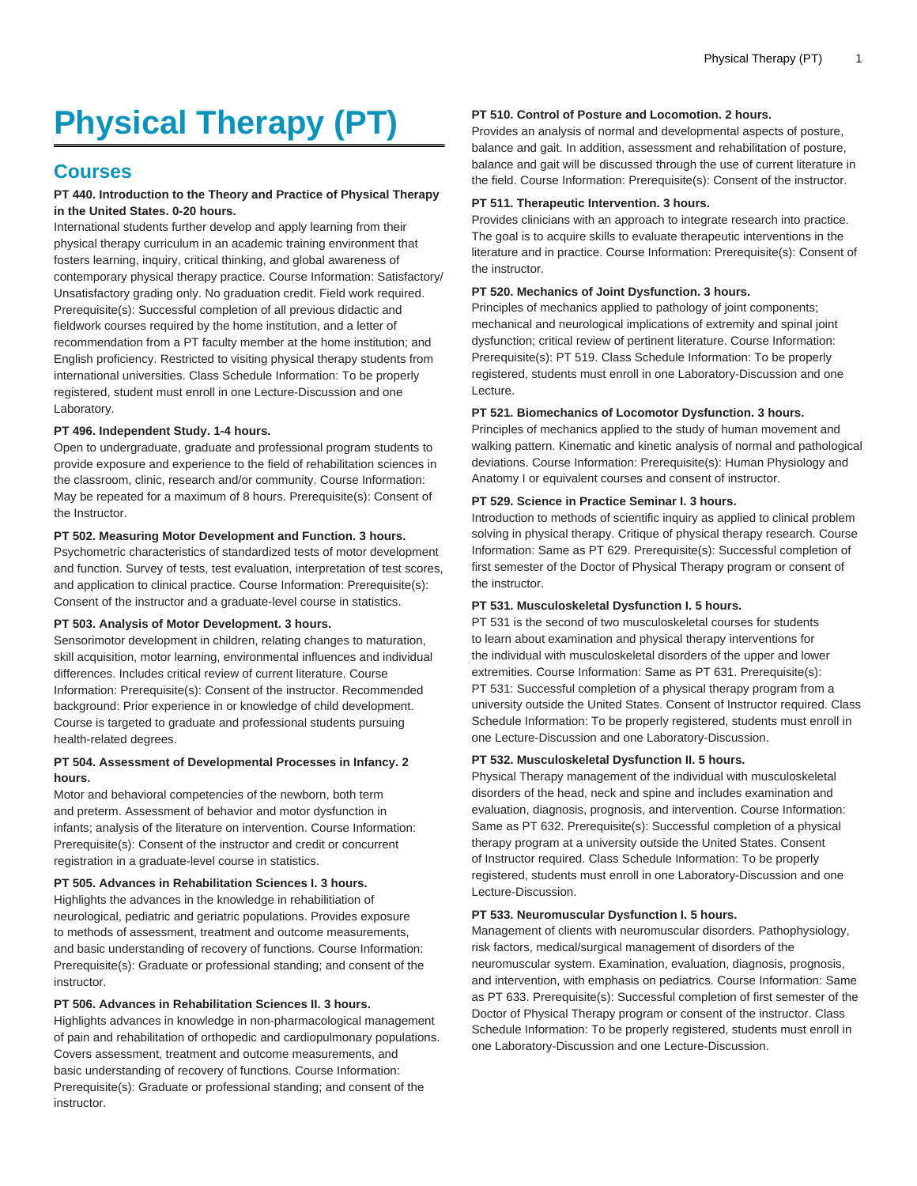# Physical Therapy (PT)

## Courses

**PT 440. Introduction to the Theory and Practice of Physical Therapy in the United States. 0-20 hours.**

International students further develop and apply learning from their physical therapy curriculum in an academic training environment that fosters learning, inquiry, critical thinking, and global awareness of contemporary physical therapy practice. Course Information: Satisfactory/Unsatisfactory grading only. No graduation credit. Field work required. Prerequisite(s): Successful completion of all previous didactic and fieldwork courses required by the home institution, and a letter of recommendation from a PT faculty member at the home institution; and English proficiency. Restricted to visiting physical therapy students from international universities. Class Schedule Information: To be properly registered, student must enroll in one Lecture-Discussion and one Laboratory.

**PT 496. Independent Study. 1-4 hours.**

Open to undergraduate, graduate and professional program students to provide exposure and experience to the field of rehabilitation sciences in the classroom, clinic, research and/or community. Course Information: May be repeated for a maximum of 8 hours. Prerequisite(s): Consent of the Instructor.

**PT 502. Measuring Motor Development and Function. 3 hours.**

Psychometric characteristics of standardized tests of motor development and function. Survey of tests, test evaluation, interpretation of test scores, and application to clinical practice. Course Information: Prerequisite(s): Consent of the instructor and a graduate-level course in statistics.

**PT 503. Analysis of Motor Development. 3 hours.**

Sensorimotor development in children, relating changes to maturation, skill acquisition, motor learning, environmental influences and individual differences. Includes critical review of current literature. Course Information: Prerequisite(s): Consent of the instructor. Recommended background: Prior experience in or knowledge of child development. Course is targeted to graduate and professional students pursuing health-related degrees.

**PT 504. Assessment of Developmental Processes in Infancy. 2 hours.**

Motor and behavioral competencies of the newborn, both term and preterm. Assessment of behavior and motor dysfunction in infants; analysis of the literature on intervention. Course Information: Prerequisite(s): Consent of the instructor and credit or concurrent registration in a graduate-level course in statistics.

**PT 505. Advances in Rehabilitation Sciences I. 3 hours.**

Highlights the advances in the knowledge in rehabilitiation of neurological, pediatric and geriatric populations. Provides exposure to methods of assessment, treatment and outcome measurements, and basic understanding of recovery of functions. Course Information: Prerequisite(s): Graduate or professional standing; and consent of the instructor.

**PT 506. Advances in Rehabilitation Sciences II. 3 hours.**

Highlights advances in knowledge in non-pharmacological management of pain and rehabilitation of orthopedic and cardiopulmonary populations. Covers assessment, treatment and outcome measurements, and basic understanding of recovery of functions. Course Information: Prerequisite(s): Graduate or professional standing; and consent of the instructor.

**PT 510. Control of Posture and Locomotion. 2 hours.**

Provides an analysis of normal and developmental aspects of posture, balance and gait. In addition, assessment and rehabilitation of posture, balance and gait will be discussed through the use of current literature in the field. Course Information: Prerequisite(s): Consent of the instructor.

**PT 511. Therapeutic Intervention. 3 hours.**

Provides clinicians with an approach to integrate research into practice. The goal is to acquire skills to evaluate therapeutic interventions in the literature and in practice. Course Information: Prerequisite(s): Consent of the instructor.

**PT 520. Mechanics of Joint Dysfunction. 3 hours.**

Principles of mechanics applied to pathology of joint components; mechanical and neurological implications of extremity and spinal joint dysfunction; critical review of pertinent literature. Course Information: Prerequisite(s): PT 519. Class Schedule Information: To be properly registered, students must enroll in one Laboratory-Discussion and one Lecture.

**PT 521. Biomechanics of Locomotor Dysfunction. 3 hours.**

Principles of mechanics applied to the study of human movement and walking pattern. Kinematic and kinetic analysis of normal and pathological deviations. Course Information: Prerequisite(s): Human Physiology and Anatomy I or equivalent courses and consent of instructor.

**PT 529. Science in Practice Seminar I. 3 hours.**

Introduction to methods of scientific inquiry as applied to clinical problem solving in physical therapy. Critique of physical therapy research. Course Information: Same as PT 629. Prerequisite(s): Successful completion of first semester of the Doctor of Physical Therapy program or consent of the instructor.

**PT 531. Musculoskeletal Dysfunction I. 5 hours.**

PT 531 is the second of two musculoskeletal courses for students to learn about examination and physical therapy interventions for the individual with musculoskeletal disorders of the upper and lower extremities. Course Information: Same as PT 631. Prerequisite(s): PT 531: Successful completion of a physical therapy program from a university outside the United States. Consent of Instructor required. Class Schedule Information: To be properly registered, students must enroll in one Lecture-Discussion and one Laboratory-Discussion.

**PT 532. Musculoskeletal Dysfunction II. 5 hours.**

Physical Therapy management of the individual with musculoskeletal disorders of the head, neck and spine and includes examination and evaluation, diagnosis, prognosis, and intervention. Course Information: Same as PT 632. Prerequisite(s): Successful completion of a physical therapy program at a university outside the United States. Consent of Instructor required. Class Schedule Information: To be properly registered, students must enroll in one Laboratory-Discussion and one Lecture-Discussion.

**PT 533. Neuromuscular Dysfunction I. 5 hours.**

Management of clients with neuromuscular disorders. Pathophysiology, risk factors, medical/surgical management of disorders of the neuromuscular system. Examination, evaluation, diagnosis, prognosis, and intervention, with emphasis on pediatrics. Course Information: Same as PT 633. Prerequisite(s): Successful completion of first semester of the Doctor of Physical Therapy program or consent of the instructor. Class Schedule Information: To be properly registered, students must enroll in one Laboratory-Discussion and one Lecture-Discussion.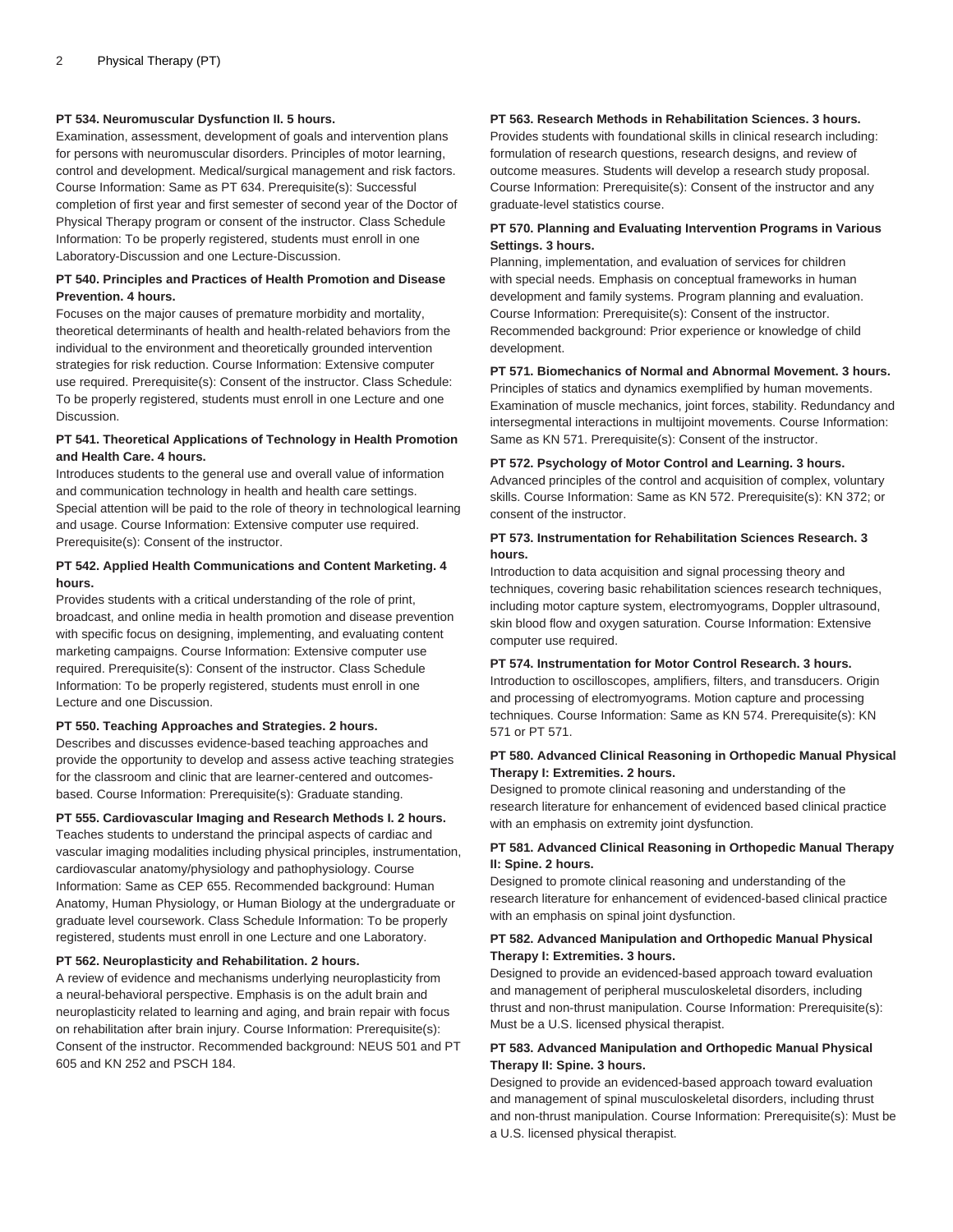**PT 534. Neuromuscular Dysfunction II. 5 hours.**
Examination, assessment, development of goals and intervention plans for persons with neuromuscular disorders. Principles of motor learning, control and development. Medical/surgical management and risk factors. Course Information: Same as PT 634. Prerequisite(s): Successful completion of first year and first semester of second year of the Doctor of Physical Therapy program or consent of the instructor. Class Schedule Information: To be properly registered, students must enroll in one Laboratory-Discussion and one Lecture-Discussion.

**PT 540. Principles and Practices of Health Promotion and Disease Prevention. 4 hours.**
Focuses on the major causes of premature morbidity and mortality, theoretical determinants of health and health-related behaviors from the individual to the environment and theoretically grounded intervention strategies for risk reduction. Course Information: Extensive computer use required. Prerequisite(s): Consent of the instructor. Class Schedule: To be properly registered, students must enroll in one Lecture and one Discussion.

**PT 541. Theoretical Applications of Technology in Health Promotion and Health Care. 4 hours.**
Introduces students to the general use and overall value of information and communication technology in health and health care settings. Special attention will be paid to the role of theory in technological learning and usage. Course Information: Extensive computer use required. Prerequisite(s): Consent of the instructor.

**PT 542. Applied Health Communications and Content Marketing. 4 hours.**
Provides students with a critical understanding of the role of print, broadcast, and online media in health promotion and disease prevention with specific focus on designing, implementing, and evaluating content marketing campaigns. Course Information: Extensive computer use required. Prerequisite(s): Consent of the instructor. Class Schedule Information: To be properly registered, students must enroll in one Lecture and one Discussion.

**PT 550. Teaching Approaches and Strategies. 2 hours.**
Describes and discusses evidence-based teaching approaches and provide the opportunity to develop and assess active teaching strategies for the classroom and clinic that are learner-centered and outcomes-based. Course Information: Prerequisite(s): Graduate standing.

**PT 555. Cardiovascular Imaging and Research Methods I. 2 hours.**
Teaches students to understand the principal aspects of cardiac and vascular imaging modalities including physical principles, instrumentation, cardiovascular anatomy/physiology and pathophysiology. Course Information: Same as CEP 655. Recommended background: Human Anatomy, Human Physiology, or Human Biology at the undergraduate or graduate level coursework. Class Schedule Information: To be properly registered, students must enroll in one Lecture and one Laboratory.

**PT 562. Neuroplasticity and Rehabilitation. 2 hours.**
A review of evidence and mechanisms underlying neuroplasticity from a neural-behavioral perspective. Emphasis is on the adult brain and neuroplasticity related to learning and aging, and brain repair with focus on rehabilitation after brain injury. Course Information: Prerequisite(s): Consent of the instructor. Recommended background: NEUS 501 and PT 605 and KN 252 and PSCH 184.

**PT 563. Research Methods in Rehabilitation Sciences. 3 hours.**
Provides students with foundational skills in clinical research including: formulation of research questions, research designs, and review of outcome measures. Students will develop a research study proposal. Course Information: Prerequisite(s): Consent of the instructor and any graduate-level statistics course.

**PT 570. Planning and Evaluating Intervention Programs in Various Settings. 3 hours.**
Planning, implementation, and evaluation of services for children with special needs. Emphasis on conceptual frameworks in human development and family systems. Program planning and evaluation. Course Information: Prerequisite(s): Consent of the instructor. Recommended background: Prior experience or knowledge of child development.

**PT 571. Biomechanics of Normal and Abnormal Movement. 3 hours.**
Principles of statics and dynamics exemplified by human movements. Examination of muscle mechanics, joint forces, stability. Redundancy and intersegmental interactions in multijoint movements. Course Information: Same as KN 571. Prerequisite(s): Consent of the instructor.

**PT 572. Psychology of Motor Control and Learning. 3 hours.**
Advanced principles of the control and acquisition of complex, voluntary skills. Course Information: Same as KN 572. Prerequisite(s): KN 372; or consent of the instructor.

**PT 573. Instrumentation for Rehabilitation Sciences Research. 3 hours.**
Introduction to data acquisition and signal processing theory and techniques, covering basic rehabilitation sciences research techniques, including motor capture system, electromyograms, Doppler ultrasound, skin blood flow and oxygen saturation. Course Information: Extensive computer use required.

**PT 574. Instrumentation for Motor Control Research. 3 hours.**
Introduction to oscilloscopes, amplifiers, filters, and transducers. Origin and processing of electromyograms. Motion capture and processing techniques. Course Information: Same as KN 574. Prerequisite(s): KN 571 or PT 571.

**PT 580. Advanced Clinical Reasoning in Orthopedic Manual Physical Therapy I: Extremities. 2 hours.**
Designed to promote clinical reasoning and understanding of the research literature for enhancement of evidenced based clinical practice with an emphasis on extremity joint dysfunction.

**PT 581. Advanced Clinical Reasoning in Orthopedic Manual Therapy II: Spine. 2 hours.**
Designed to promote clinical reasoning and understanding of the research literature for enhancement of evidenced-based clinical practice with an emphasis on spinal joint dysfunction.

**PT 582. Advanced Manipulation and Orthopedic Manual Physical Therapy I: Extremities. 3 hours.**
Designed to provide an evidenced-based approach toward evaluation and management of peripheral musculoskeletal disorders, including thrust and non-thrust manipulation. Course Information: Prerequisite(s): Must be a U.S. licensed physical therapist.

**PT 583. Advanced Manipulation and Orthopedic Manual Physical Therapy II: Spine. 3 hours.**
Designed to provide an evidenced-based approach toward evaluation and management of spinal musculoskeletal disorders, including thrust and non-thrust manipulation. Course Information: Prerequisite(s): Must be a U.S. licensed physical therapist.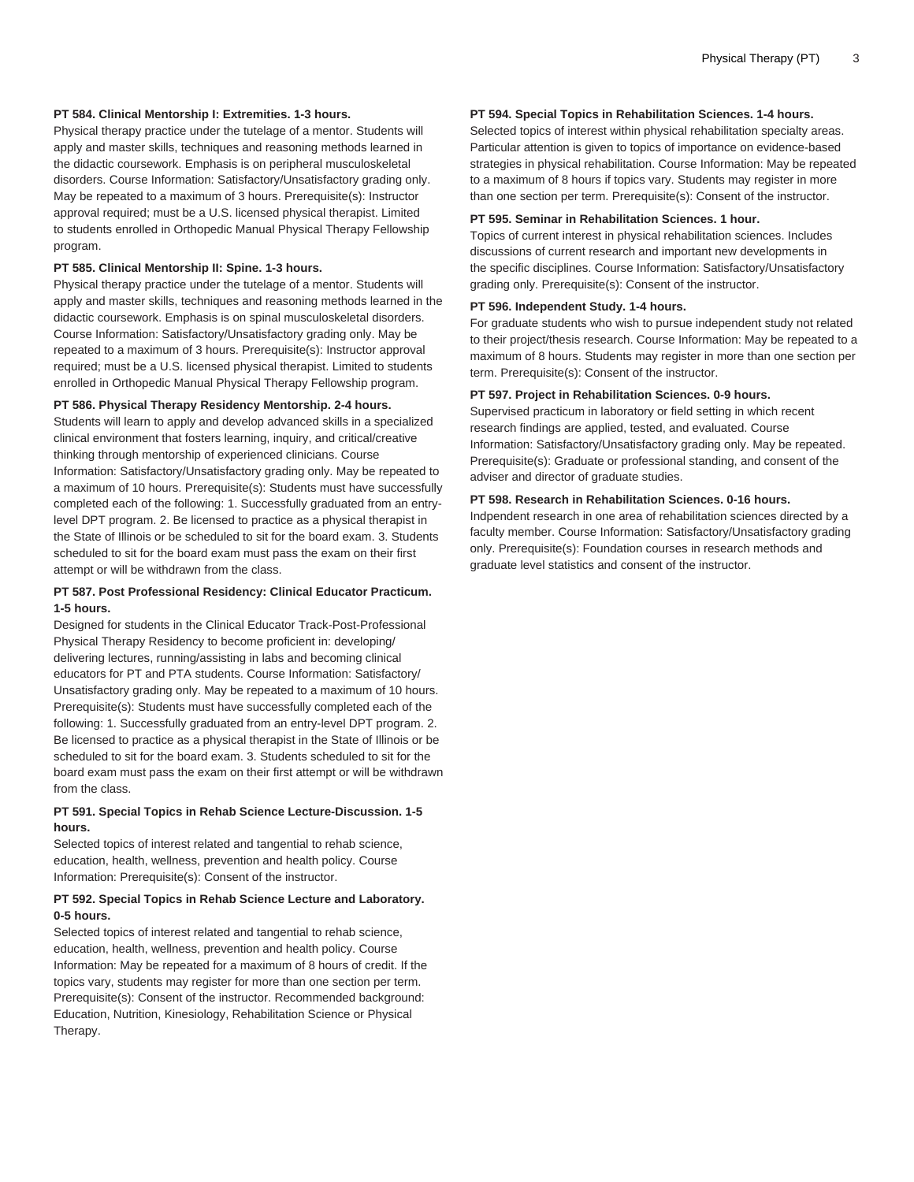**PT 584. Clinical Mentorship I: Extremities. 1-3 hours.**
Physical therapy practice under the tutelage of a mentor. Students will apply and master skills, techniques and reasoning methods learned in the didactic coursework. Emphasis is on peripheral musculoskeletal disorders. Course Information: Satisfactory/Unsatisfactory grading only. May be repeated to a maximum of 3 hours. Prerequisite(s): Instructor approval required; must be a U.S. licensed physical therapist. Limited to students enrolled in Orthopedic Manual Physical Therapy Fellowship program.

**PT 585. Clinical Mentorship II: Spine. 1-3 hours.**
Physical therapy practice under the tutelage of a mentor. Students will apply and master skills, techniques and reasoning methods learned in the didactic coursework. Emphasis is on spinal musculoskeletal disorders. Course Information: Satisfactory/Unsatisfactory grading only. May be repeated to a maximum of 3 hours. Prerequisite(s): Instructor approval required; must be a U.S. licensed physical therapist. Limited to students enrolled in Orthopedic Manual Physical Therapy Fellowship program.

**PT 586. Physical Therapy Residency Mentorship. 2-4 hours.**
Students will learn to apply and develop advanced skills in a specialized clinical environment that fosters learning, inquiry, and critical/creative thinking through mentorship of experienced clinicians. Course Information: Satisfactory/Unsatisfactory grading only. May be repeated to a maximum of 10 hours. Prerequisite(s): Students must have successfully completed each of the following: 1. Successfully graduated from an entry-level DPT program. 2. Be licensed to practice as a physical therapist in the State of Illinois or be scheduled to sit for the board exam. 3. Students scheduled to sit for the board exam must pass the exam on their first attempt or will be withdrawn from the class.

**PT 587. Post Professional Residency: Clinical Educator Practicum. 1-5 hours.**
Designed for students in the Clinical Educator Track-Post-Professional Physical Therapy Residency to become proficient in: developing/delivering lectures, running/assisting in labs and becoming clinical educators for PT and PTA students. Course Information: Satisfactory/Unsatisfactory grading only. May be repeated to a maximum of 10 hours. Prerequisite(s): Students must have successfully completed each of the following: 1. Successfully graduated from an entry-level DPT program. 2. Be licensed to practice as a physical therapist in the State of Illinois or be scheduled to sit for the board exam. 3. Students scheduled to sit for the board exam must pass the exam on their first attempt or will be withdrawn from the class.

**PT 591. Special Topics in Rehab Science Lecture-Discussion. 1-5 hours.**
Selected topics of interest related and tangential to rehab science, education, health, wellness, prevention and health policy. Course Information: Prerequisite(s): Consent of the instructor.

**PT 592. Special Topics in Rehab Science Lecture and Laboratory. 0-5 hours.**
Selected topics of interest related and tangential to rehab science, education, health, wellness, prevention and health policy. Course Information: May be repeated for a maximum of 8 hours of credit. If the topics vary, students may register for more than one section per term. Prerequisite(s): Consent of the instructor. Recommended background: Education, Nutrition, Kinesiology, Rehabilitation Science or Physical Therapy.

**PT 594. Special Topics in Rehabilitation Sciences. 1-4 hours.**
Selected topics of interest within physical rehabilitation specialty areas. Particular attention is given to topics of importance on evidence-based strategies in physical rehabilitation. Course Information: May be repeated to a maximum of 8 hours if topics vary. Students may register in more than one section per term. Prerequisite(s): Consent of the instructor.

**PT 595. Seminar in Rehabilitation Sciences. 1 hour.**
Topics of current interest in physical rehabilitation sciences. Includes discussions of current research and important new developments in the specific disciplines. Course Information: Satisfactory/Unsatisfactory grading only. Prerequisite(s): Consent of the instructor.

**PT 596. Independent Study. 1-4 hours.**
For graduate students who wish to pursue independent study not related to their project/thesis research. Course Information: May be repeated to a maximum of 8 hours. Students may register in more than one section per term. Prerequisite(s): Consent of the instructor.

**PT 597. Project in Rehabilitation Sciences. 0-9 hours.**
Supervised practicum in laboratory or field setting in which recent research findings are applied, tested, and evaluated. Course Information: Satisfactory/Unsatisfactory grading only. May be repeated. Prerequisite(s): Graduate or professional standing, and consent of the adviser and director of graduate studies.

**PT 598. Research in Rehabilitation Sciences. 0-16 hours.**
Indpendent research in one area of rehabilitation sciences directed by a faculty member. Course Information: Satisfactory/Unsatisfactory grading only. Prerequisite(s): Foundation courses in research methods and graduate level statistics and consent of the instructor.